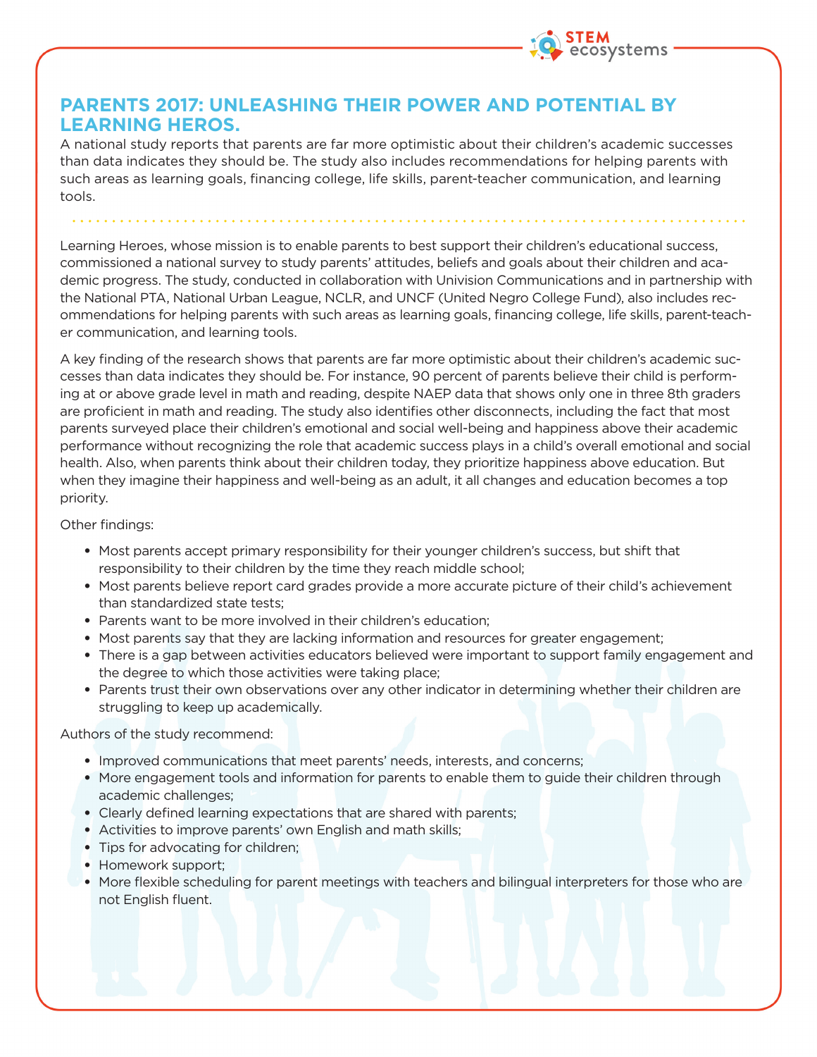# PARENTS 2017: UNLEASHING THEIR POWER AND POTENTIAL BY LEARNING HEROS.

A national study reports that parents are far more optimistic about their children's academic successes than data indicates they should be. The study also includes recommendations for helping parents with such areas as learning goals, financing college, life skills, parent-teacher communication, and learning tools.

Learning Heroes, whose mission is to enable parents to best support their children's educational success, commissioned a national survey to study parents' attitudes, beliefs and goals about their children and academic progress. The study, conducted in collaboration with Univision Communications and in partnership with the National PTA, National Urban League, NCLR, and UNCF (United Negro College Fund), also includes recommendations for helping parents with such areas as learning goals, financing college, life skills, parent-teacher communication, and learning tools.

A key finding of the research shows that parents are far more optimistic about their children's academic successes than data indicates they should be. For instance, 90 percent of parents believe their child is performing at or above grade level in math and reading, despite NAEP data that shows only one in three 8th graders are proficient in math and reading. The study also identifies other disconnects, including the fact that most parents surveyed place their children's emotional and social well-being and happiness above their academic performance without recognizing the role that academic success plays in a child's overall emotional and social health. Also, when parents think about their children today, they prioritize happiness above education. But when they imagine their happiness and well-being as an adult, it all changes and education becomes a top priority.

Other findings:

- Most parents accept primary responsibility for their younger children's success, but shift that responsibility to their children by the time they reach middle school;
- Most parents believe report card grades provide a more accurate picture of their child's achievement than standardized state tests;
- Parents want to be more involved in their children's education;
- Most parents say that they are lacking information and resources for greater engagement;
- There is a gap between activities educators believed were important to support family engagement and the degree to which those activities were taking place;
- Parents trust their own observations over any other indicator in determining whether their children are struggling to keep up academically.

Authors of the study recommend:

- Improved communications that meet parents' needs, interests, and concerns;
- More engagement tools and information for parents to enable them to guide their children through academic challenges;
- Clearly defined learning expectations that are shared with parents;
- Activities to improve parents' own English and math skills;
- Tips for advocating for children;
- Homework support;
- More flexible scheduling for parent meetings with teachers and bilingual interpreters for those who are not English fluent.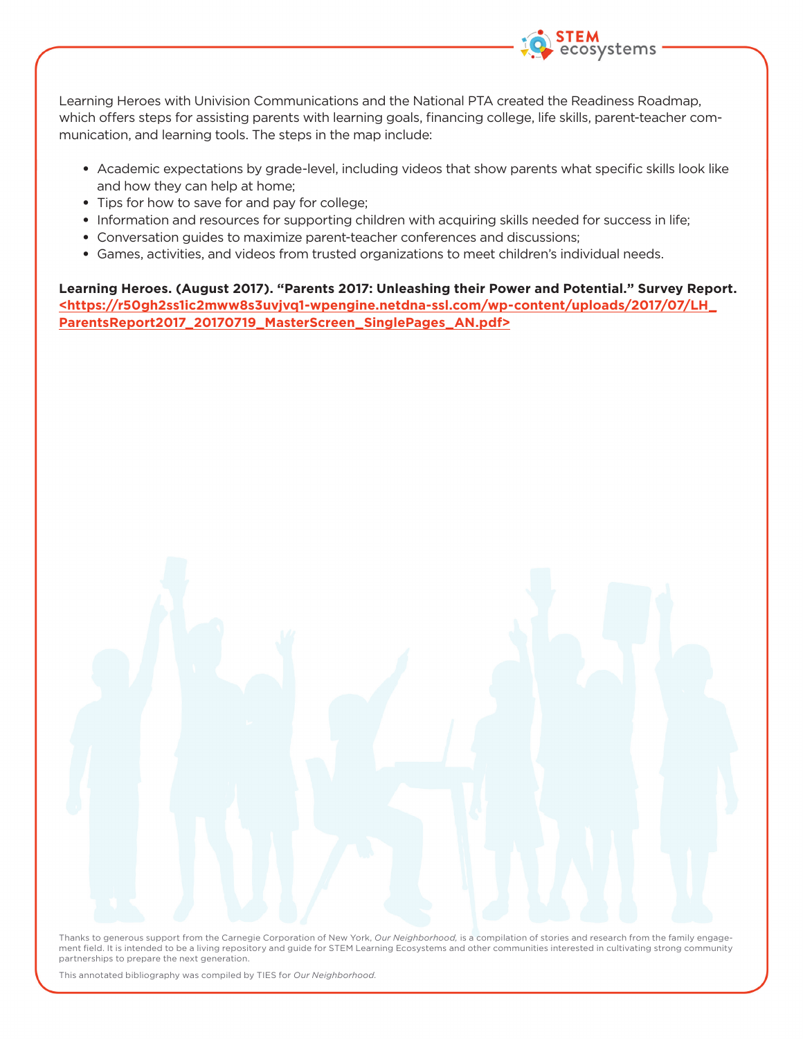Learning Heroes with Univision Communications and the National PTA created the Readiness Roadmap, which offers steps for assisting parents with learning goals, financing college, life skills, parent-teacher communication, and learning tools. The steps in the map include:

- Academic expectations by grade-level, including videos that show parents what specific skills look like and how they can help at home;
- Tips for how to save for and pay for college;
- Information and resources for supporting children with acquiring skills needed for success in life;
- Conversation guides to maximize parent-teacher conferences and discussions;
- Games, activities, and videos from trusted organizations to meet children's individual needs.

**Learning Heroes. (August 2017). "Parents 2017: Unleashing their Power and Potential." Survey Report.**
**<https://r50gh2ss1ic2mww8s3uvjvq1-wpengine.netdna-ssl.com/wp-content/uploads/2017/07/LH_ParentsReport2017_20170719_MasterScreen_SinglePages_AN.pdf>**

Thanks to generous support from the Carnegie Corporation of New York, *Our Neighborhood*, is a compilation of stories and research from the family engagement field. It is intended to be a living repository and guide for STEM Learning Ecosystems and other communities interested in cultivating strong community partnerships to prepare the next generation.

This annotated bibliography was compiled by TIES for *Our Neighborhood*.